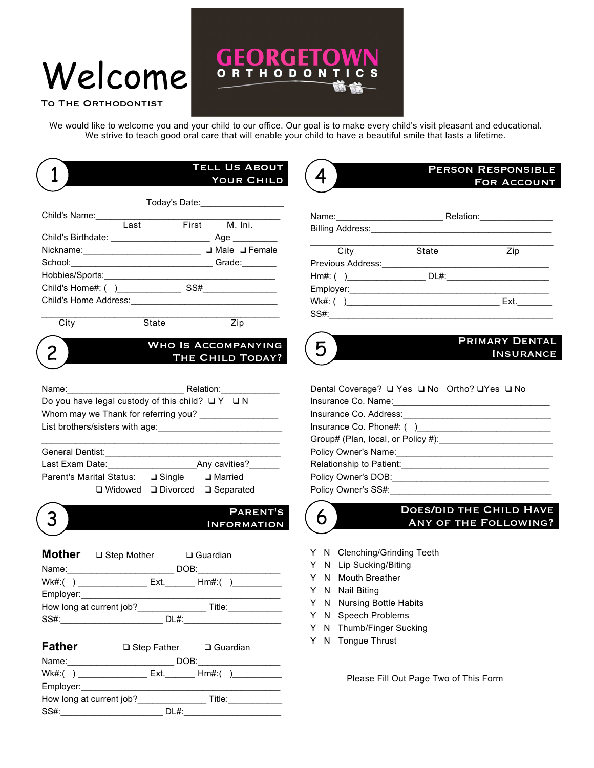# Welcome

To The Orthodontist

**GEORGETOWN ORTHODONTICS**

We would like to welcome you and your child to our office. Our goal is to make every child's visit pleasant and educational. We strive to teach good oral care that will enable your child to have a beautiful smile that lasts a lifetime.

## 1 Tell Us About Your Child

Today's Date:________________

Child's Name:_______________________________________
Last First M. Ini.

Child's Birthdate: ___________________ Age _________

Nickname:_______________________ ❑ Male ❑ Female

School:______________________________ Grade:_______

Hobbies/Sports:__________________________________

Child's Home#: ( )____________ SS#______________

Child's Home Address:___________________________

_____________________________________________
City State Zip

## 2 Who Is Accompanying The Child Today?

Name:_______________________ Relation:___________

Do you have legal custody of this child? ❑ Y ❑ N

Whom may we Thank for referring you? _______________

List brothers/sisters with age:_______________________

_____________________________________________

General Dentist:__________________________________

Last Exam Date:_________________Any cavities?______

Parent's Marital Status: ❑ Single ❑ Married

❑ Widowed ❑ Divorced ❑ Separated

## 3 Parent's Information

**Mother** ❑ Step Mother ❑ Guardian

Name:____________________ DOB:______________

Wk#:( ) _____________ Ext.______ Hm#:( )_________

Employer:_______________________________________

How long at current job?_____________ Title:___________

SS#:____________________ DL#:___________________

**Father** ❑ Step Father ❑ Guardian

Name:____________________ DOB:______________

Wk#:( ) _____________ Ext.______ Hm#:( )_________

Employer:_______________________________________

How long at current job?_____________ Title:___________

SS#:____________________ DL#:___________________

## 4 Person Responsible For Account

Name:____________________ Relation:______________

Billing Address:_________________________________

_____________________________________________
City State Zip

Previous Address:_______________________________

Hm#: ( )_______________ DL#:____________________

Employer:_______________________________________

Wk#: ( )____________________________ Ext._______

SS#:___________________________________________

## 5 Primary Dental Insurance

Dental Coverage? ❑ Yes ❑ No Ortho? ❑Yes ❑ No

Insurance Co. Name:_____________________________

Insurance Co. Address:___________________________

Insurance Co. Phone#: ( )________________________

Group# (Plan, local, or Policy #):_____________________

Policy Owner's Name:_____________________________

Relationship to Patient:___________________________

Policy Owner's DOB:_____________________________

Policy Owner's SS#:______________________________

## 6 Does/Did the Child Have Any of the Following?

Y N Clenching/Grinding Teeth

Y N Lip Sucking/Biting

Y N Mouth Breather

Y N Nail Biting

Y N Nursing Bottle Habits

Y N Speech Problems

Y N Thumb/Finger Sucking

Y N Tongue Thrust

Please Fill Out Page Two of This Form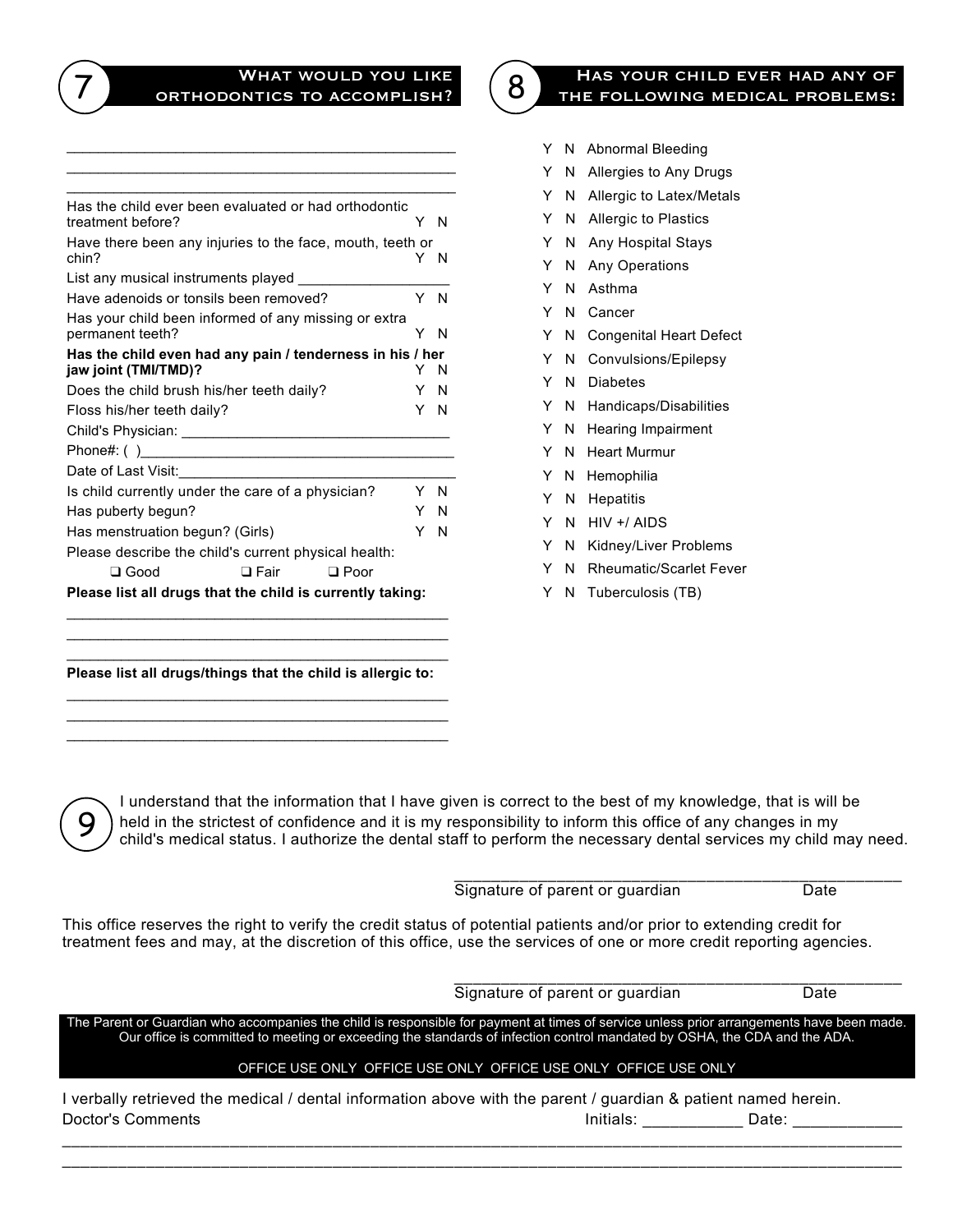## 7 What would you like orthodontics to accomplish?

_______________________________________________

_______________________________________________

_______________________________________________

Has the child ever been evaluated or had orthodontic treatment before? Y N

Have there been any injuries to the face, mouth, teeth or chin? Y N

List any musical instruments played ___________________

Have adenoids or tonsils been removed? Y N

Has your child been informed of any missing or extra permanent teeth? Y N

**Has the child even had any pain / tenderness in his / her jaw joint (TMI/TMD)?** Y N

Does the child brush his/her teeth daily? Y N

Floss his/her teeth daily? Y N

Child's Physician: _________________________________

Phone#: ( )_______________________________________

Date of Last Visit:__________________________________

Is child currently under the care of a physician? Y N

Has puberty begun? Y N

Has menstruation begun? (Girls) Y N

Please describe the child's current physical health:

❑ Good ❑ Fair ❑ Poor

**Please list all drugs that the child is currently taking:**

_______________________________________________

_______________________________________________

_______________________________________________

**Please list all drugs/things that the child is allergic to:**

_______________________________________________

_______________________________________________

_______________________________________________

## 8 Has your child ever had any of the following medical problems:

Y N Abnormal Bleeding

Y N Allergies to Any Drugs

Y N Allergic to Latex/Metals

Y N Allergic to Plastics

Y N Any Hospital Stays

Y N Any Operations

Y N Asthma

Y N Cancer

Y N Congenital Heart Defect

Y N Convulsions/Epilepsy

Y N Diabetes

Y N Handicaps/Disabilities

Y N Hearing Impairment

Y N Heart Murmur

Y N Hemophilia

Y N Hepatitis

Y N HIV +/ AIDS

Y N Kidney/Liver Problems

Y N Rheumatic/Scarlet Fever

Y N Tuberculosis (TB)

## 9

I understand that the information that I have given is correct to the best of my knowledge, that is will be held in the strictest of confidence and it is my responsibility to inform this office of any changes in my child's medical status. I authorize the dental staff to perform the necessary dental services my child may need.

_____________________________________________________

Signature of parent or guardian Date

This office reserves the right to verify the credit status of potential patients and/or prior to extending credit for treatment fees and may, at the discretion of this office, use the services of one or more credit reporting agencies.

_____________________________________________________

Signature of parent or guardian Date

The Parent or Guardian who accompanies the child is responsible for payment at times of service unless prior arrangements have been made. Our office is committed to meeting or exceeding the standards of infection control mandated by OSHA, the CDA and the ADA.

OFFICE USE ONLY OFFICE USE ONLY OFFICE USE ONLY OFFICE USE ONLY

I verbally retrieved the medical / dental information above with the parent / guardian & patient named herein.

Doctor's Comments Initials: ___________ Date: ____________

_____________________________________________________________________________________________

_____________________________________________________________________________________________